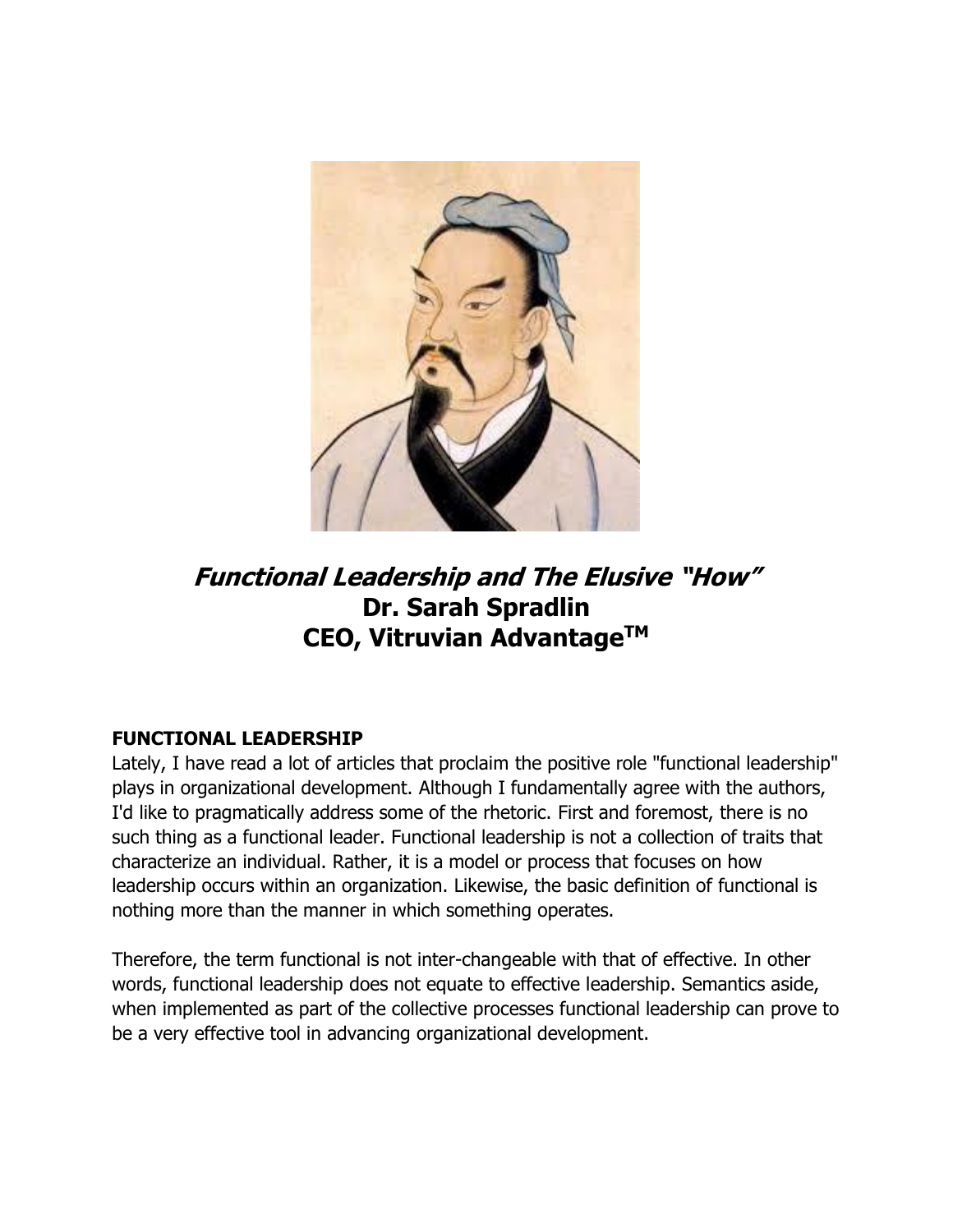# *Functional Leadership and The Elusive "How"*

**Dr. Sarah Spradlin**

**CEO, Vitruvian Advantage™**

## FUNCTIONAL LEADERSHIP

Lately, I have read a lot of articles that proclaim the positive role "functional leadership" plays in organizational development. Although I fundamentally agree with the authors, I'd like to pragmatically address some of the rhetoric. First and foremost, there is no such thing as a functional leader. Functional leadership is not a collection of traits that characterize an individual. Rather, it is a model or process that focuses on how leadership occurs within an organization. Likewise, the basic definition of functional is nothing more than the manner in which something operates.

Therefore, the term functional is not inter-changeable with that of effective. In other words, functional leadership does not equate to effective leadership. Semantics aside, when implemented as part of the collective processes functional leadership can prove to be a very effective tool in advancing organizational development.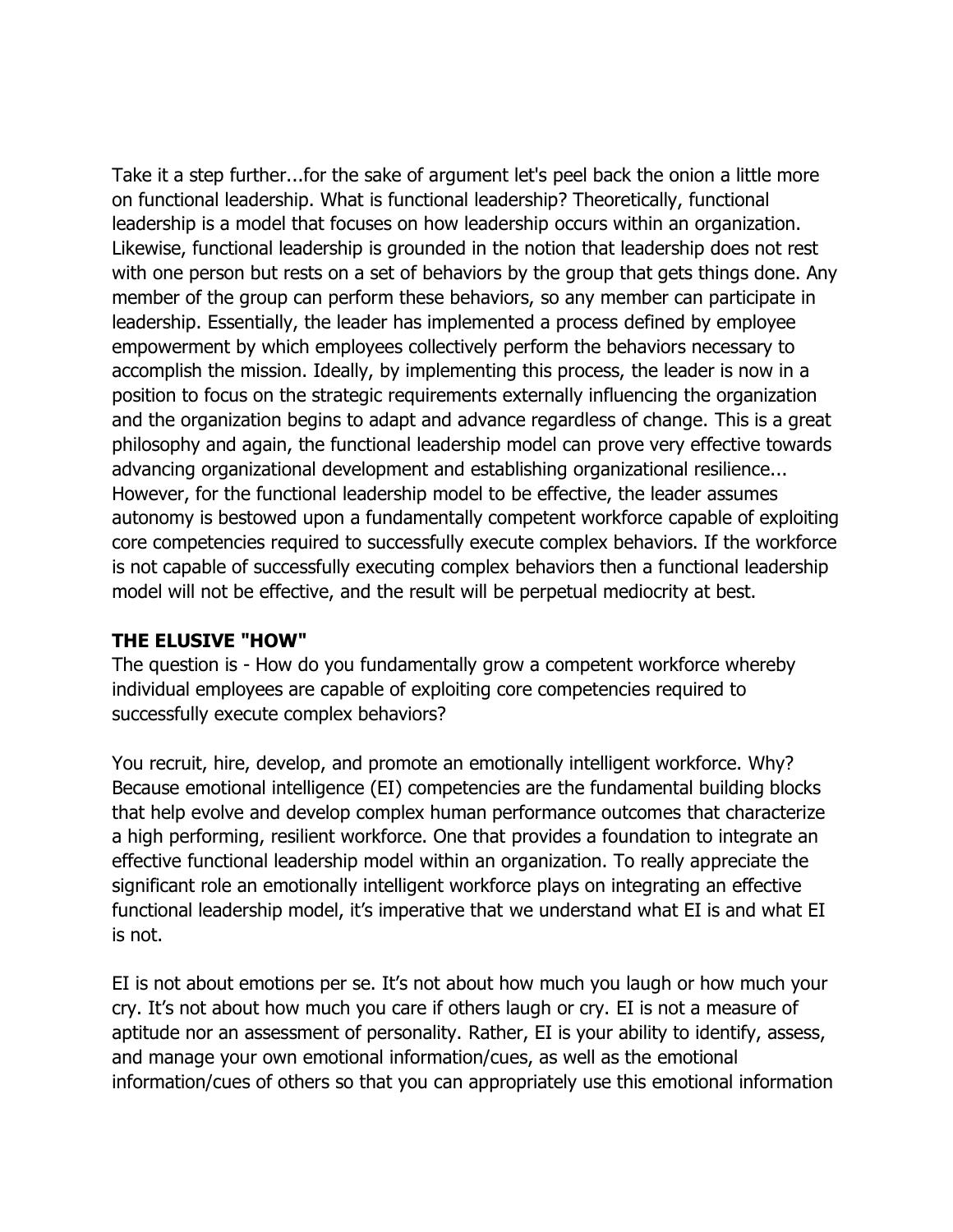Take it a step further...for the sake of argument let's peel back the onion a little more on functional leadership. What is functional leadership? Theoretically, functional leadership is a model that focuses on how leadership occurs within an organization. Likewise, functional leadership is grounded in the notion that leadership does not rest with one person but rests on a set of behaviors by the group that gets things done. Any member of the group can perform these behaviors, so any member can participate in leadership. Essentially, the leader has implemented a process defined by employee empowerment by which employees collectively perform the behaviors necessary to accomplish the mission. Ideally, by implementing this process, the leader is now in a position to focus on the strategic requirements externally influencing the organization and the organization begins to adapt and advance regardless of change. This is a great philosophy and again, the functional leadership model can prove very effective towards advancing organizational development and establishing organizational resilience... However, for the functional leadership model to be effective, the leader assumes autonomy is bestowed upon a fundamentally competent workforce capable of exploiting core competencies required to successfully execute complex behaviors. If the workforce is not capable of successfully executing complex behaviors then a functional leadership model will not be effective, and the result will be perpetual mediocrity at best.

**THE ELUSIVE "HOW"**

The question is - How do you fundamentally grow a competent workforce whereby individual employees are capable of exploiting core competencies required to successfully execute complex behaviors?

You recruit, hire, develop, and promote an emotionally intelligent workforce. Why? Because emotional intelligence (EI) competencies are the fundamental building blocks that help evolve and develop complex human performance outcomes that characterize a high performing, resilient workforce. One that provides a foundation to integrate an effective functional leadership model within an organization. To really appreciate the significant role an emotionally intelligent workforce plays on integrating an effective functional leadership model, it's imperative that we understand what EI is and what EI is not.

EI is not about emotions per se. It's not about how much you laugh or how much your cry. It's not about how much you care if others laugh or cry. EI is not a measure of aptitude nor an assessment of personality. Rather, EI is your ability to identify, assess, and manage your own emotional information/cues, as well as the emotional information/cues of others so that you can appropriately use this emotional information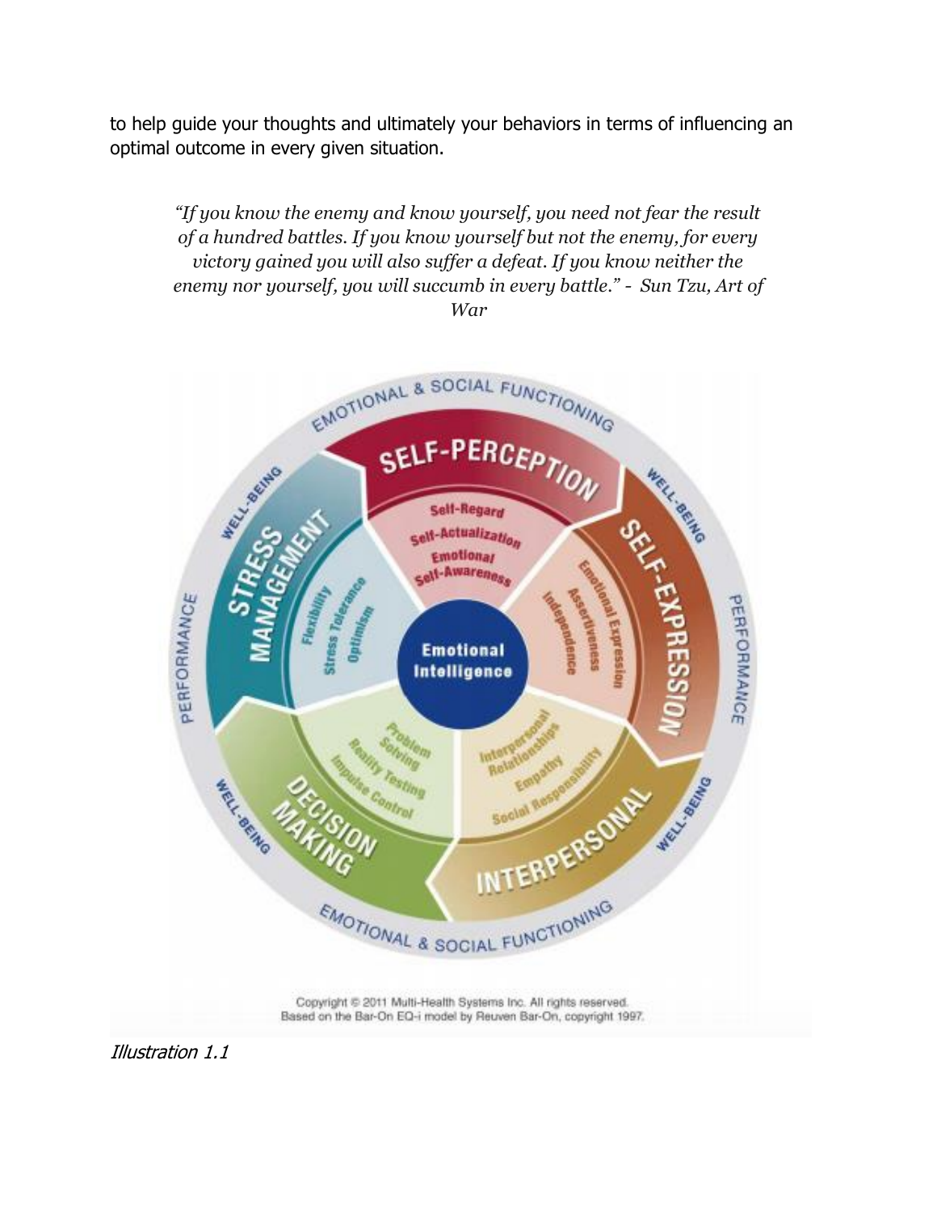to help guide your thoughts and ultimately your behaviors in terms of influencing an optimal outcome in every given situation.

> *"If you know the enemy and know yourself, you need not fear the result of a hundred battles. If you know yourself but not the enemy, for every victory gained you will also suffer a defeat. If you know neither the enemy nor yourself, you will succumb in every battle." - Sun Tzu, Art of War*

Copyright © 2011 Multi-Health Systems Inc. All rights reserved.
Based on the Bar-On EQ-i model by Reuven Bar-On, copyright 1997.

*Illustration 1.1*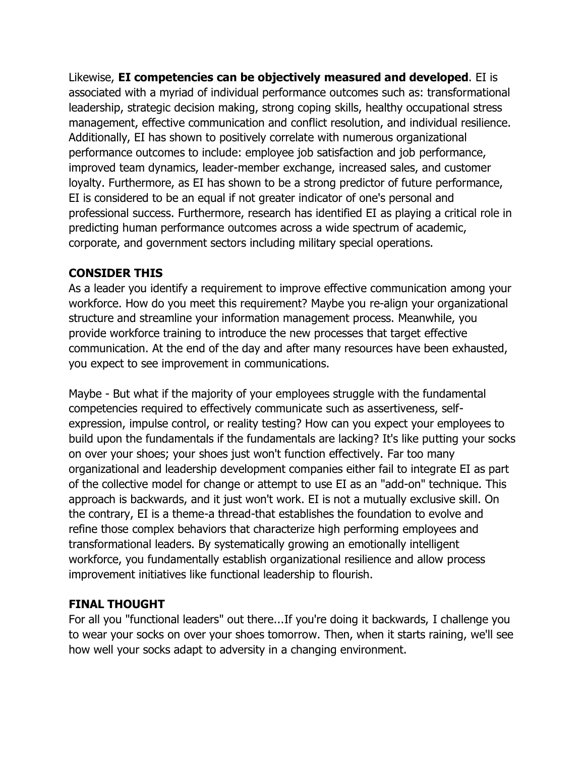Likewise, **EI competencies can be objectively measured and developed**. EI is associated with a myriad of individual performance outcomes such as: transformational leadership, strategic decision making, strong coping skills, healthy occupational stress management, effective communication and conflict resolution, and individual resilience. Additionally, EI has shown to positively correlate with numerous organizational performance outcomes to include: employee job satisfaction and job performance, improved team dynamics, leader-member exchange, increased sales, and customer loyalty. Furthermore, as EI has shown to be a strong predictor of future performance, EI is considered to be an equal if not greater indicator of one's personal and professional success. Furthermore, research has identified EI as playing a critical role in predicting human performance outcomes across a wide spectrum of academic, corporate, and government sectors including military special operations.

**CONSIDER THIS**

As a leader you identify a requirement to improve effective communication among your workforce. How do you meet this requirement? Maybe you re-align your organizational structure and streamline your information management process. Meanwhile, you provide workforce training to introduce the new processes that target effective communication. At the end of the day and after many resources have been exhausted, you expect to see improvement in communications.

Maybe - But what if the majority of your employees struggle with the fundamental competencies required to effectively communicate such as assertiveness, self-expression, impulse control, or reality testing? How can you expect your employees to build upon the fundamentals if the fundamentals are lacking? It's like putting your socks on over your shoes; your shoes just won't function effectively. Far too many organizational and leadership development companies either fail to integrate EI as part of the collective model for change or attempt to use EI as an "add-on" technique. This approach is backwards, and it just won't work. EI is not a mutually exclusive skill. On the contrary, EI is a theme-a thread-that establishes the foundation to evolve and refine those complex behaviors that characterize high performing employees and transformational leaders. By systematically growing an emotionally intelligent workforce, you fundamentally establish organizational resilience and allow process improvement initiatives like functional leadership to flourish.

**FINAL THOUGHT**

For all you "functional leaders" out there...If you're doing it backwards, I challenge you to wear your socks on over your shoes tomorrow. Then, when it starts raining, we'll see how well your socks adapt to adversity in a changing environment.